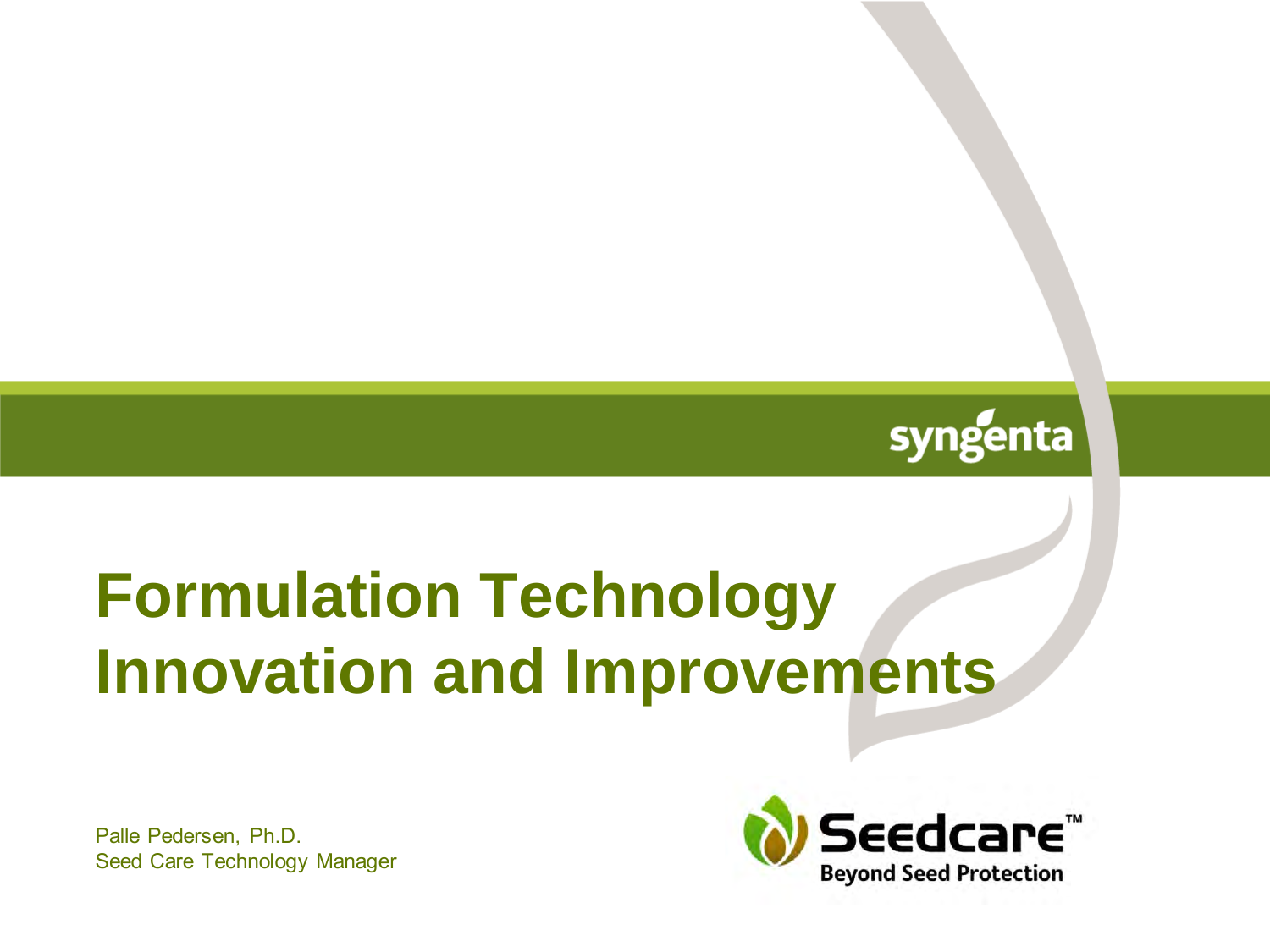# Formulation Technology Innovation and Improvements

Palle Pedersen, Ph.D.
Seed Care Technology Manager

syngenta

Seedcare™
Beyond Seed Protection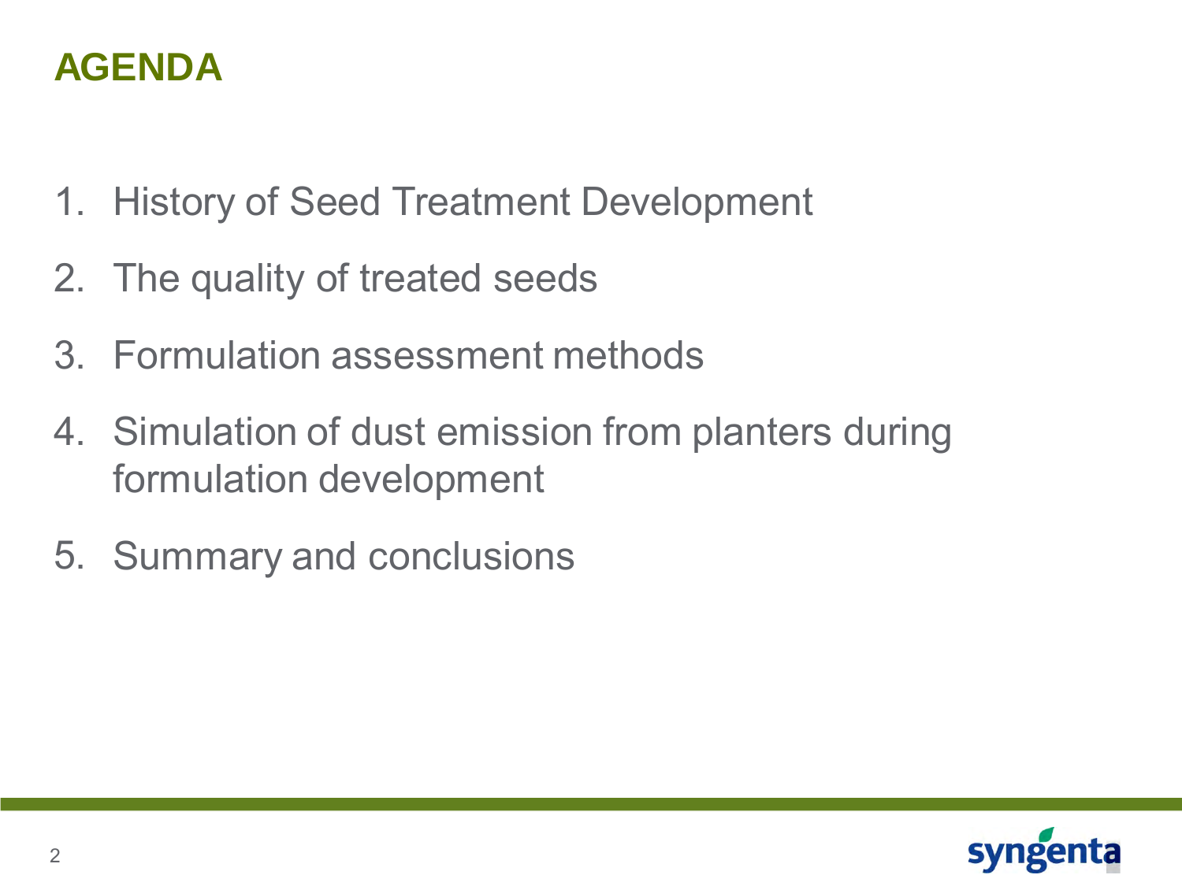# AGENDA

1. History of Seed Treatment Development
2. The quality of treated seeds
3. Formulation assessment methods
4. Simulation of dust emission from planters during formulation development
5. Summary and conclusions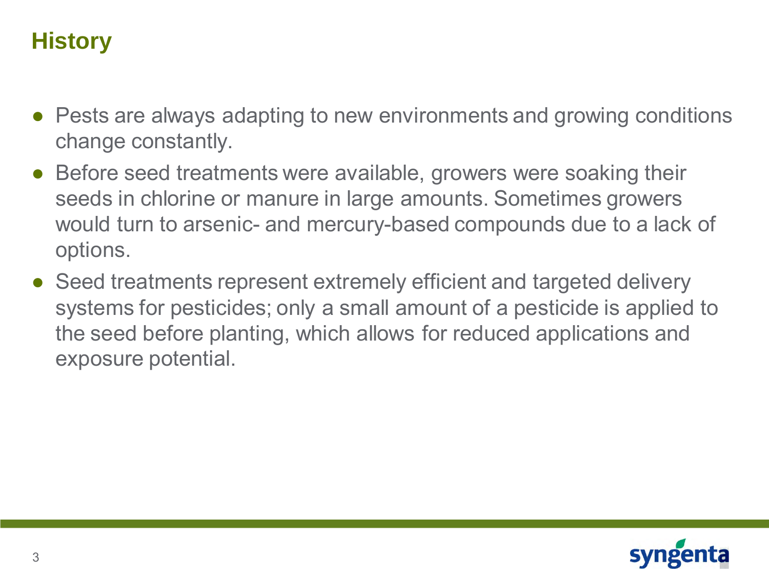# History

- Pests are always adapting to new environments and growing conditions change constantly.
- Before seed treatments were available, growers were soaking their seeds in chlorine or manure in large amounts. Sometimes growers would turn to arsenic- and mercury-based compounds due to a lack of options.
- Seed treatments represent extremely efficient and targeted delivery systems for pesticides; only a small amount of a pesticide is applied to the seed before planting, which allows for reduced applications and exposure potential.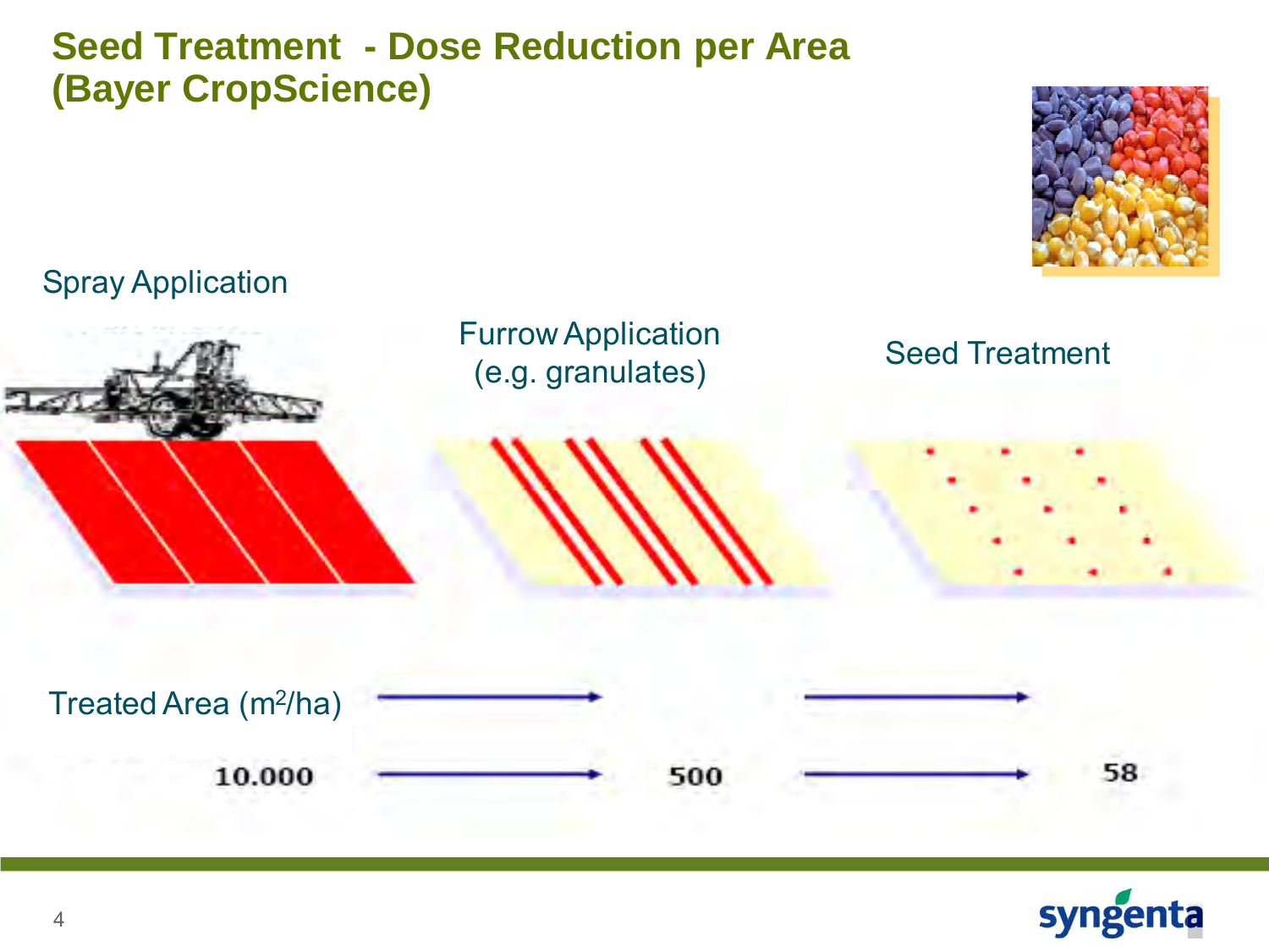# Seed Treatment - Dose Reduction per Area (Bayer CropScience)

Spray Application

Furrow Application (e.g. granulates)

Seed Treatment

Treated Area ($m^2$/ha)

10.000 → 500 → 58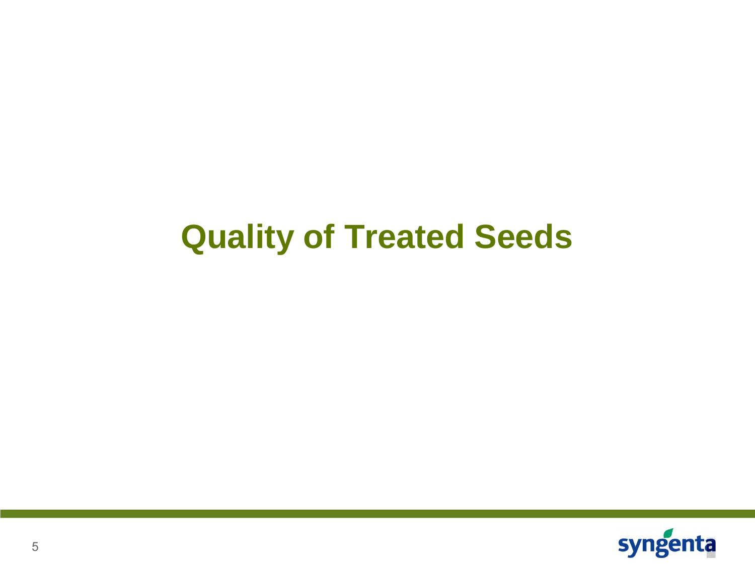# Quality of Treated Seeds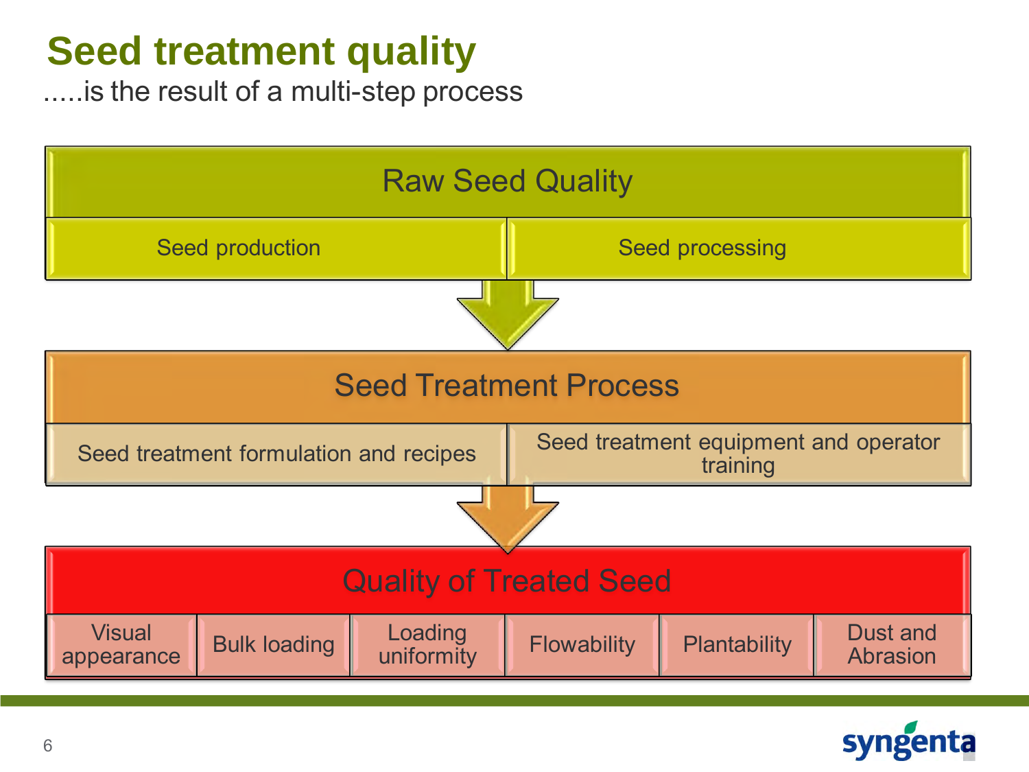# Seed treatment quality

.....is the result of a multi-step process

## Raw Seed Quality

- Seed production
- Seed processing

## Seed Treatment Process

- Seed treatment formulation and recipes
- Seed treatment equipment and operator training

## Quality of Treated Seed

- Visual appearance
- Bulk loading
- Loading uniformity
- Flowability
- Plantability
- Dust and Abrasion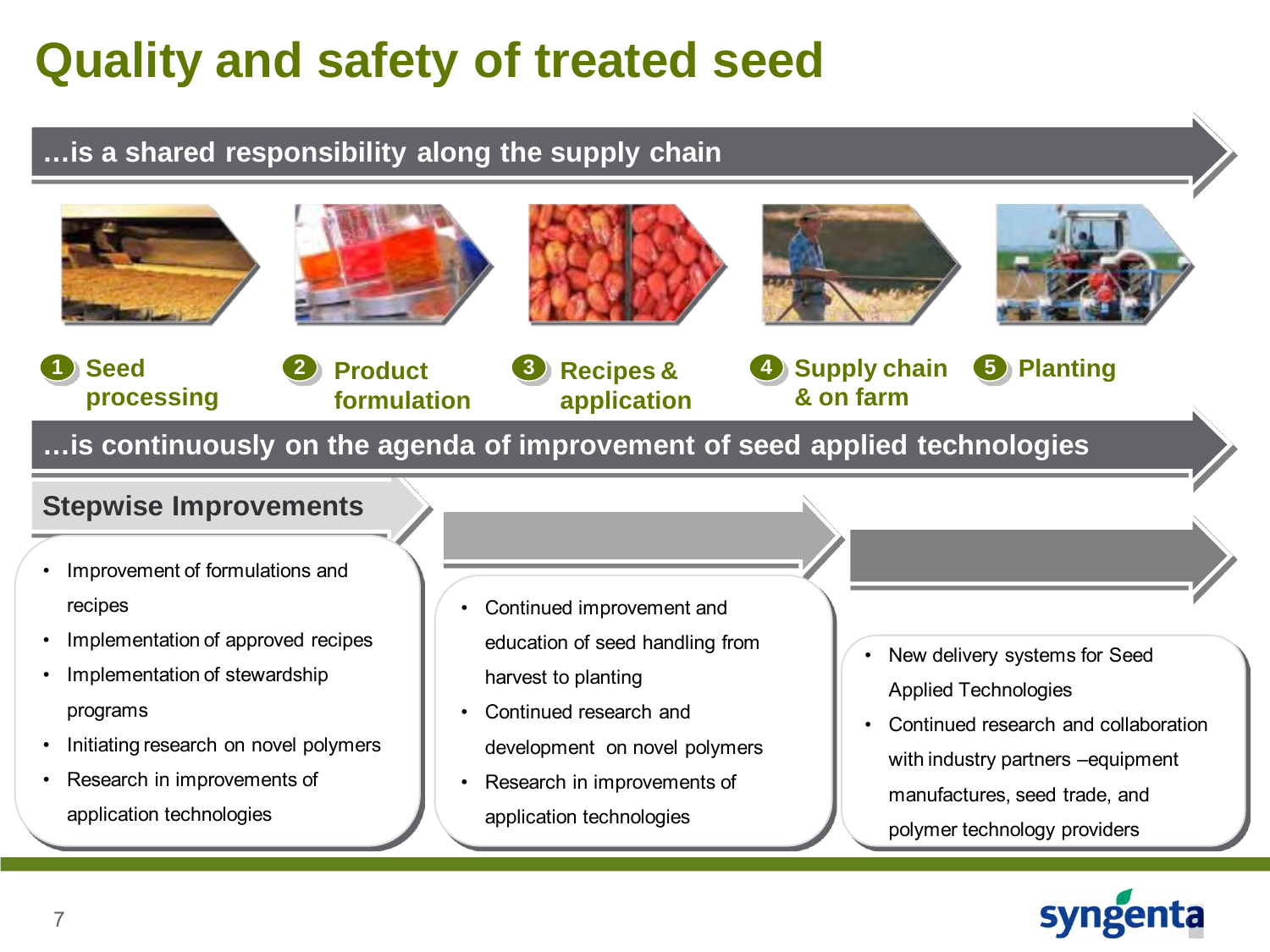# Quality and safety of treated seed

## …is a shared responsibility along the supply chain

1. Seed processing
2. Product formulation
3. Recipes & application
4. Supply chain & on farm
5. Planting

## …is continuously on the agenda of improvement of seed applied technologies

### Stepwise Improvements

- Improvement of formulations and recipes
- Implementation of approved recipes
- Implementation of stewardship programs
- Initiating research on novel polymers
- Research in improvements of application technologies

- Continued improvement and education of seed handling from harvest to planting
- Continued research and development on novel polymers
- Research in improvements of application technologies

- New delivery systems for Seed Applied Technologies
- Continued research and collaboration with industry partners –equipment manufactures, seed trade, and polymer technology providers

syngenta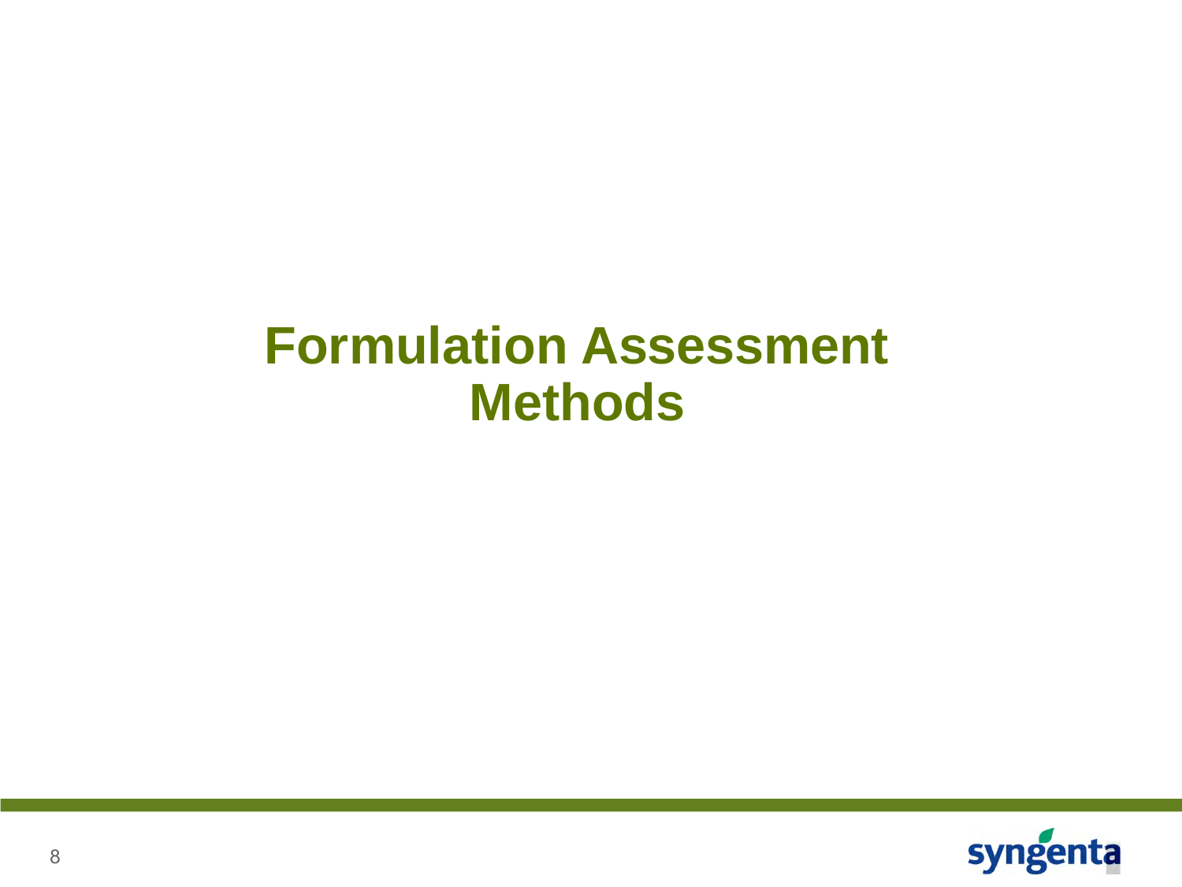# Formulation Assessment Methods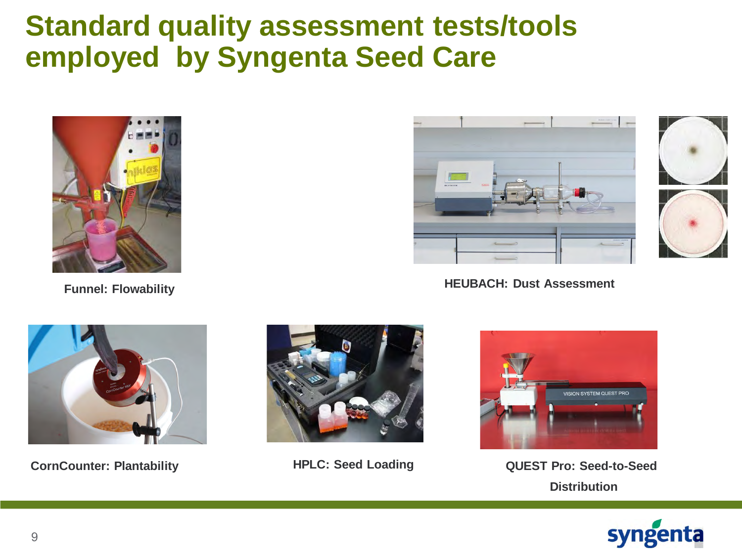# Standard quality assessment tests/tools employed by Syngenta Seed Care

Funnel: Flowability

HEUBACH: Dust Assessment

CornCounter: Plantability

HPLC: Seed Loading

QUEST Pro: Seed-to-Seed Distribution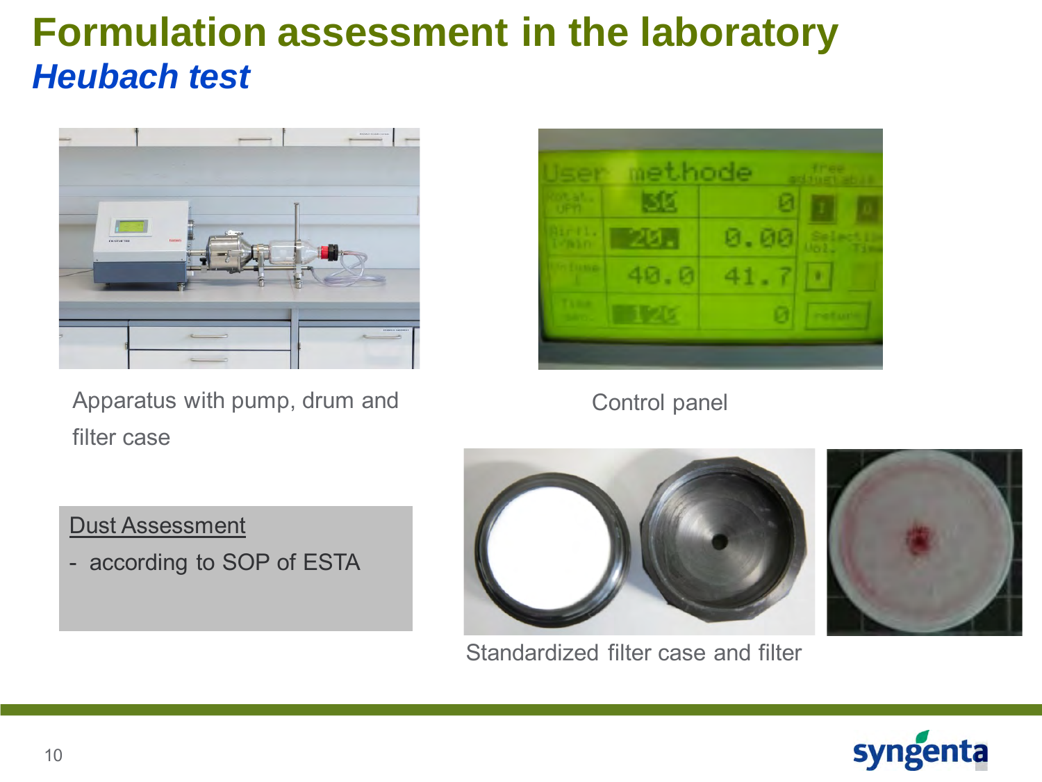# Formulation assessment in the laboratory

## *Heubach test*

Apparatus with pump, drum and filter case

Control panel

Dust Assessment

- according to SOP of ESTA

Standardized filter case and filter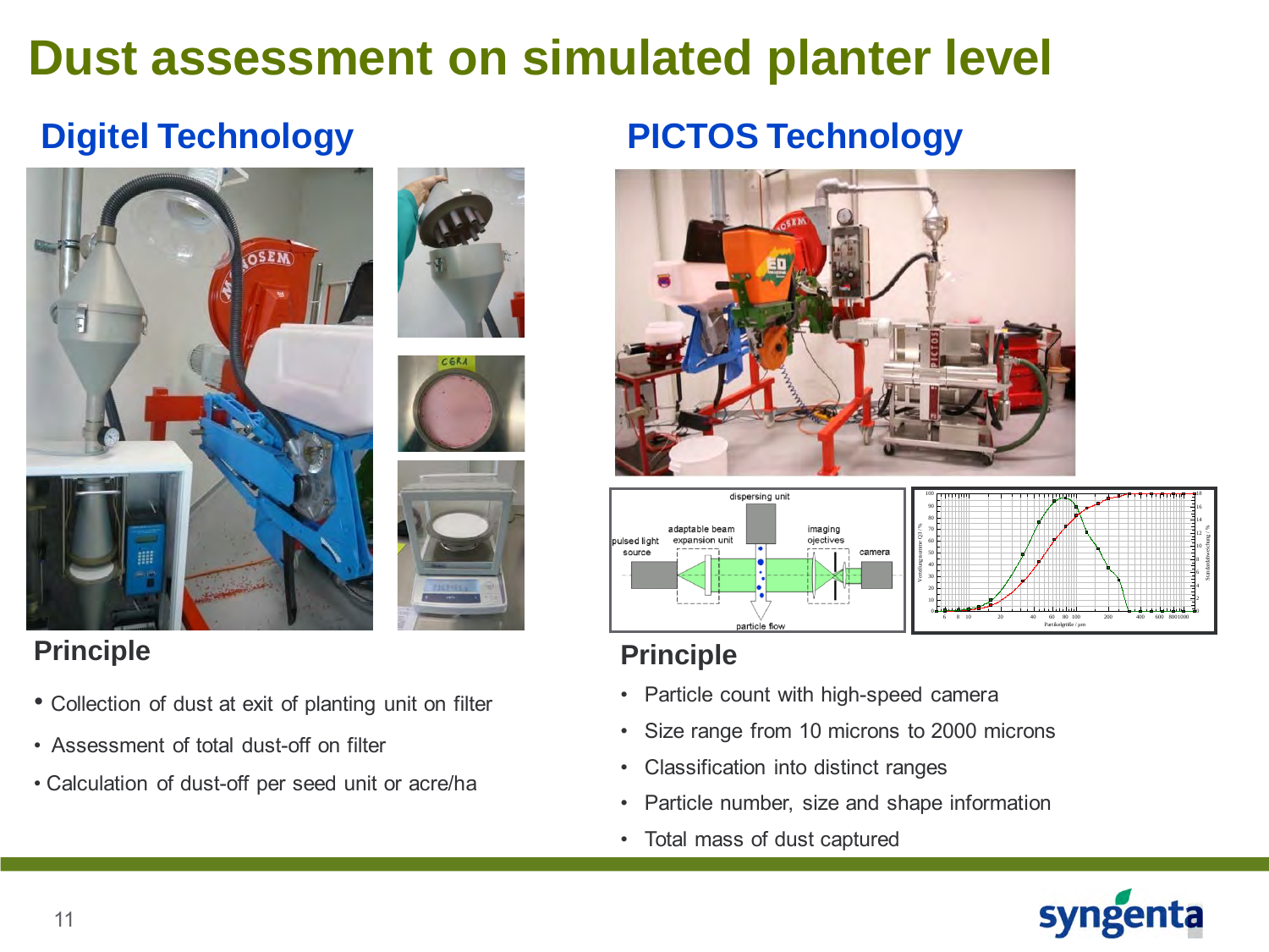# Dust assessment on simulated planter level

## Digitel Technology

### Principle

- Collection of dust at exit of planting unit on filter
- Assessment of total dust-off on filter
- Calculation of dust-off per seed unit or acre/ha

## PICTOS Technology

### Principle

- Particle count with high-speed camera
- Size range from 10 microns to 2000 microns
- Classification into distinct ranges
- Particle number, size and shape information
- Total mass of dust captured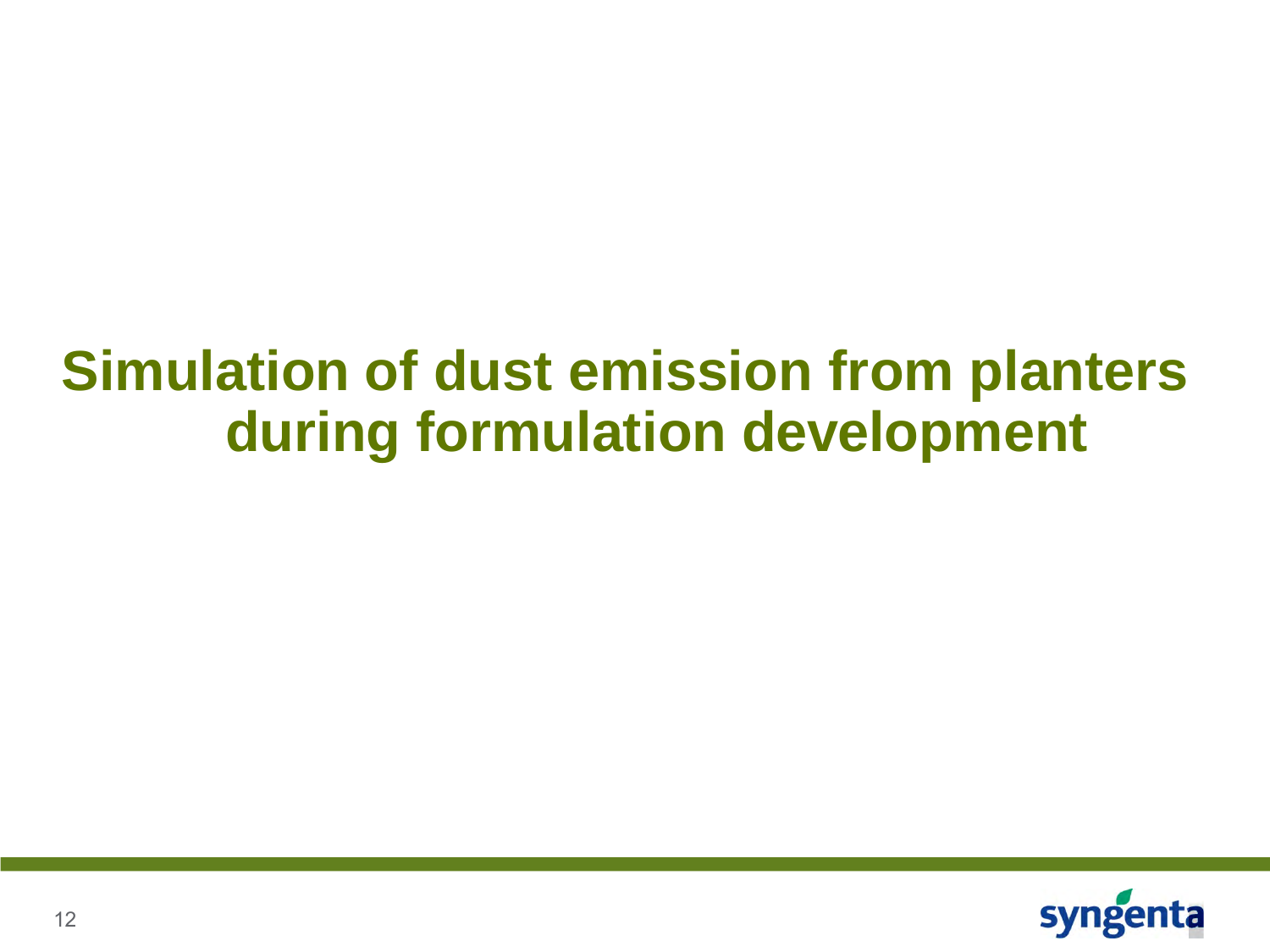# Simulation of dust emission from planters during formulation development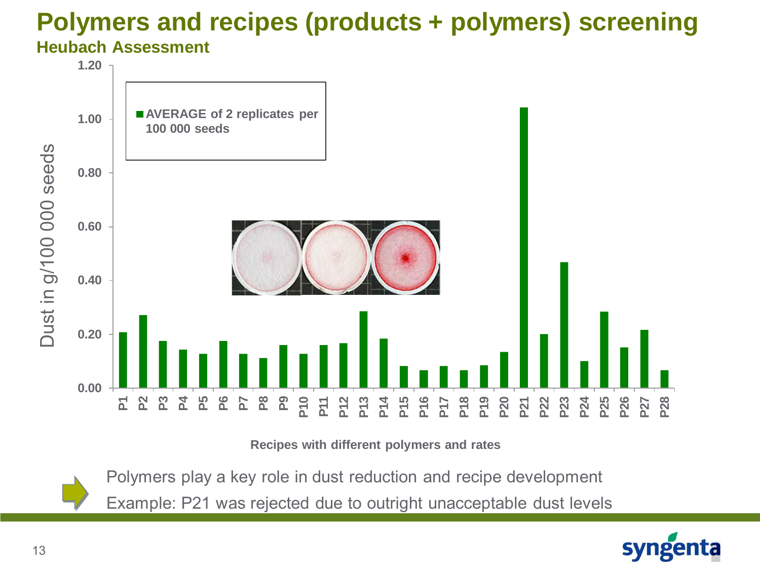# Polymers and recipes (products + polymers) screening

## Heubach Assessment

Dust in g/100 000 seeds

■ AVERAGE of 2 replicates per 100 000 seeds

Recipes with different polymers and rates

| Recipe | Dust (g/100 000 seeds) |
|---|---|
| P1 | 0.21 |
| P2 | 0.27 |
| P3 | 0.18 |
| P4 | 0.14 |
| P5 | 0.13 |
| P6 | 0.18 |
| P7 | 0.13 |
| P8 | 0.11 |
| P9 | 0.16 |
| P10 | 0.13 |
| P11 | 0.16 |
| P12 | 0.17 |
| P13 | 0.29 |
| P14 | 0.18 |
| P15 | 0.08 |
| P16 | 0.07 |
| P17 | 0.08 |
| P18 | 0.07 |
| P19 | 0.09 |
| P20 | 0.13 |
| P21 | 1.04 |
| P22 | 0.20 |
| P23 | 0.47 |
| P24 | 0.10 |
| P25 | 0.28 |
| P26 | 0.15 |
| P27 | 0.22 |
| P28 | 0.07 |

Polymers play a key role in dust reduction and recipe development

Example: P21 was rejected due to outright unacceptable dust levels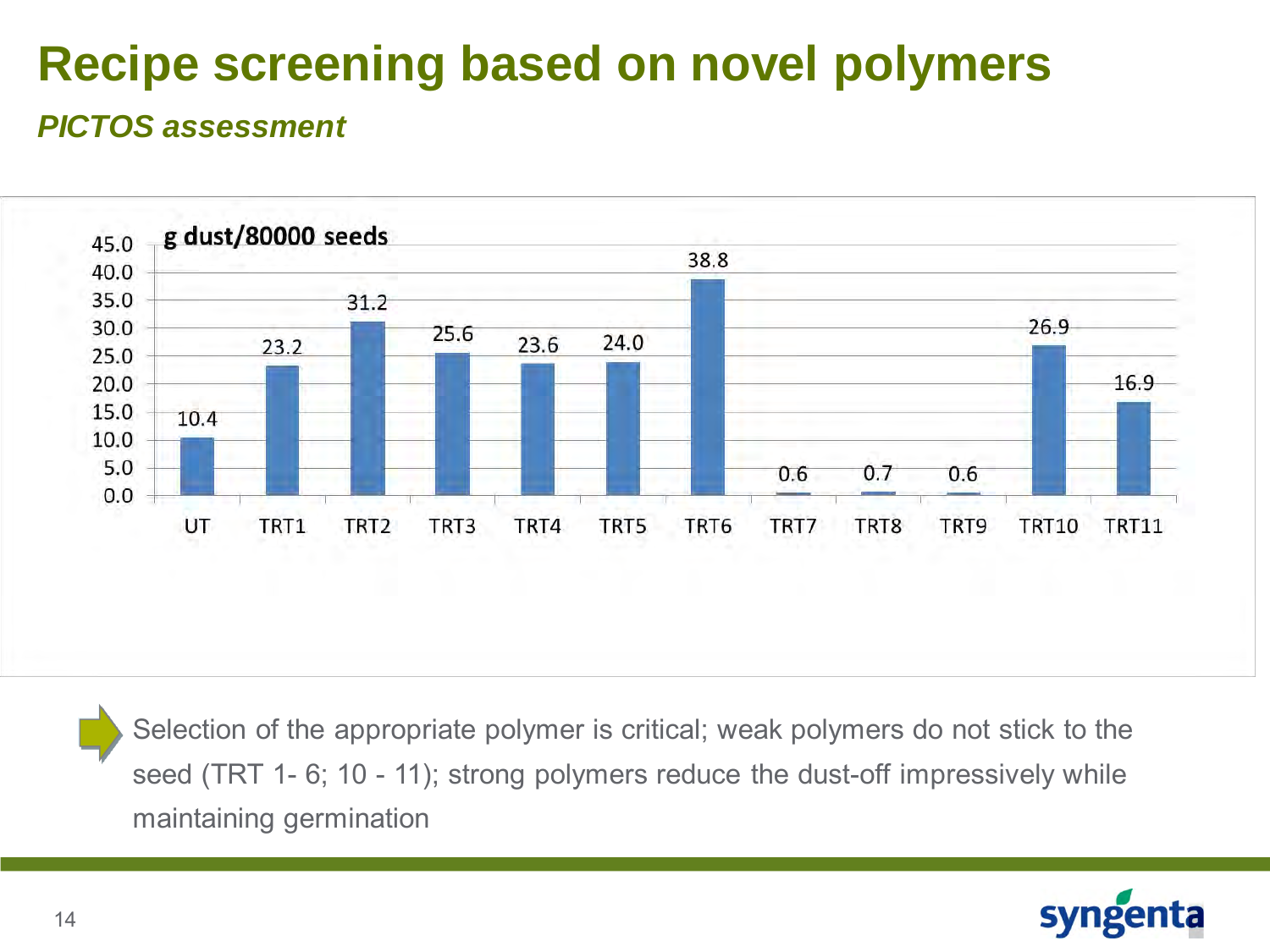# Recipe screening based on novel polymers

***PICTOS assessment***

**g dust/80000 seeds**

| Treatment | g dust/80000 seeds |
|---|---|
| UT | 10.4 |
| TRT1 | 23.2 |
| TRT2 | 31.2 |
| TRT3 | 25.6 |
| TRT4 | 23.6 |
| TRT5 | 24.0 |
| TRT6 | 38.8 |
| TRT7 | 0.6 |
| TRT8 | 0.7 |
| TRT9 | 0.6 |
| TRT10 | 26.9 |
| TRT11 | 16.9 |

Selection of the appropriate polymer is critical; weak polymers do not stick to the seed (TRT 1- 6; 10 - 11); strong polymers reduce the dust-off impressively while maintaining germination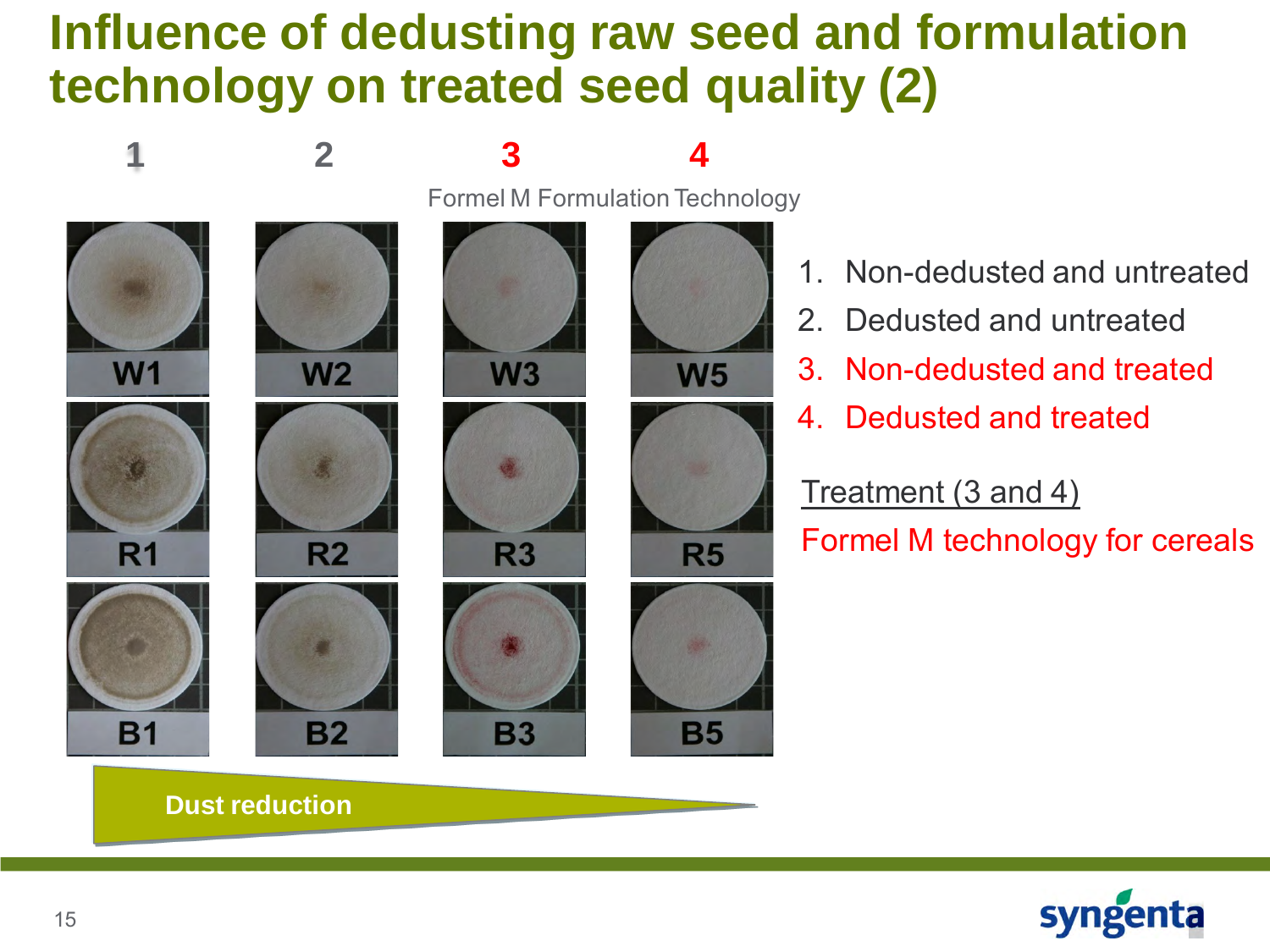# Influence of dedusting raw seed and formulation technology on treated seed quality (2)

| 1 | 2 | 3 | 4 |
|---|---|---|---|
| | | Formel M Formulation Technology | |
| W1 | W2 | W3 | W5 |
| R1 | R2 | R3 | R5 |
| B1 | B2 | B3 | B5 |

Dust reduction

1. Non-dedusted and untreated
2. Dedusted and untreated
3. Non-dedusted and treated
4. Dedusted and treated

Treatment (3 and 4)

Formel M technology for cereals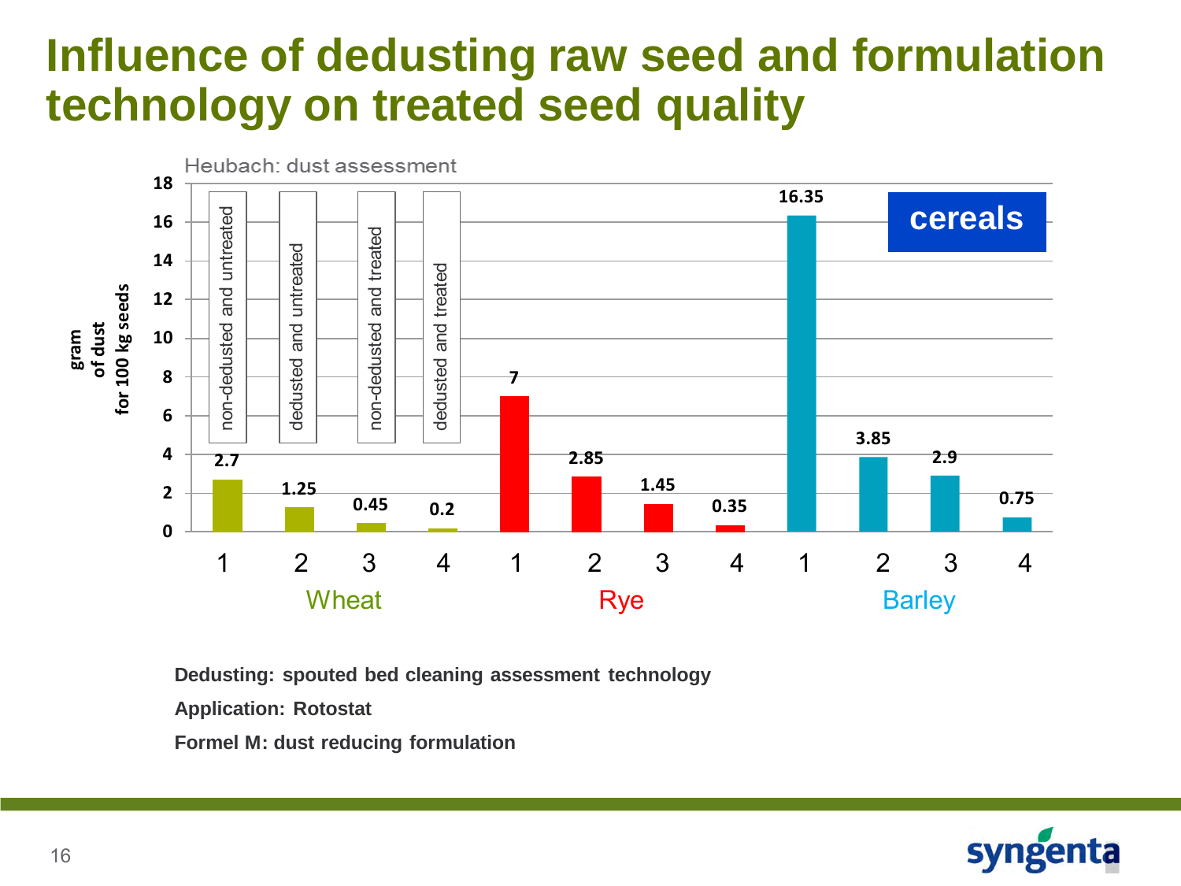# Influence of dedusting raw seed and formulation technology on treated seed quality

Heubach: dust assessment

**cereals**

Gram of dust for 100 kg seeds:

| Crop | 1: non-dedusted and untreated | 2: dedusted and untreated | 3: non-dedusted and treated | 4: dedusted and treated |
| --- | --- | --- | --- | --- |
| Wheat | 2.7 | 1.25 | 0.45 | 0.2 |
| Rye | 7 | 2.85 | 1.45 | 0.35 |
| Barley | 16.35 | 3.85 | 2.9 | 0.75 |

**Dedusting: spouted bed cleaning assessment technology**

**Application: Rotostat**

**Formel M: dust reducing formulation**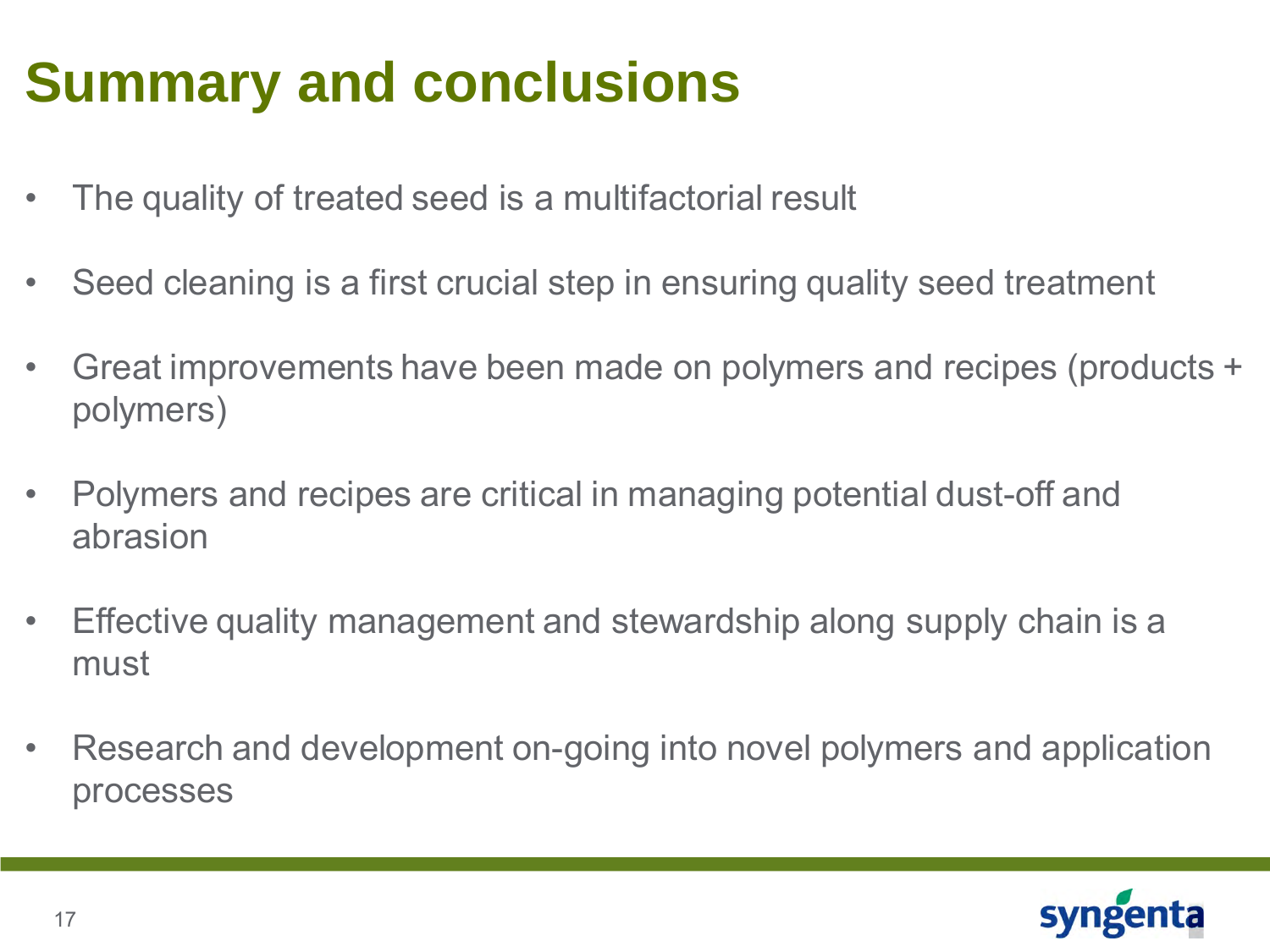# Summary and conclusions

- The quality of treated seed is a multifactorial result
- Seed cleaning is a first crucial step in ensuring quality seed treatment
- Great improvements have been made on polymers and recipes (products + polymers)
- Polymers and recipes are critical in managing potential dust-off and abrasion
- Effective quality management and stewardship along supply chain is a must
- Research and development on-going into novel polymers and application processes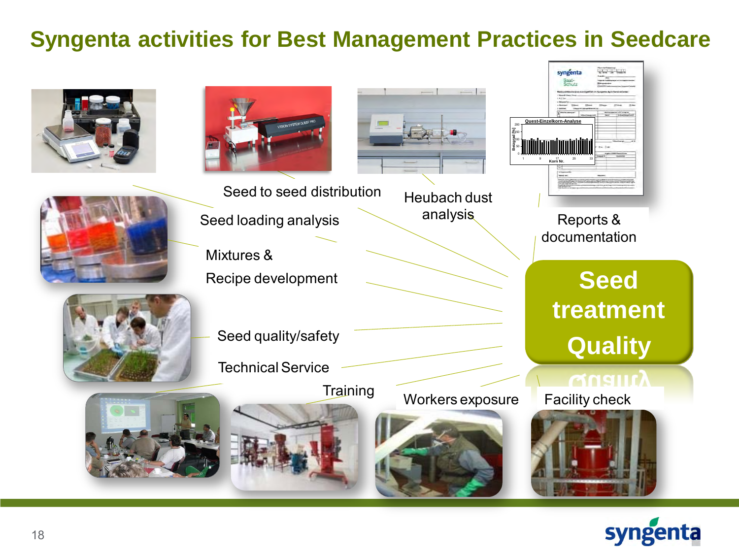# Syngenta activities for Best Management Practices in Seedcare

- Seed to seed distribution
- Seed loading analysis
- Heubach dust analysis
- Reports & documentation
- Mixtures & Recipe development
- Seed quality/safety
- Technical Service
- Training
- Workers exposure
- Facility check

**Seed treatment Quality**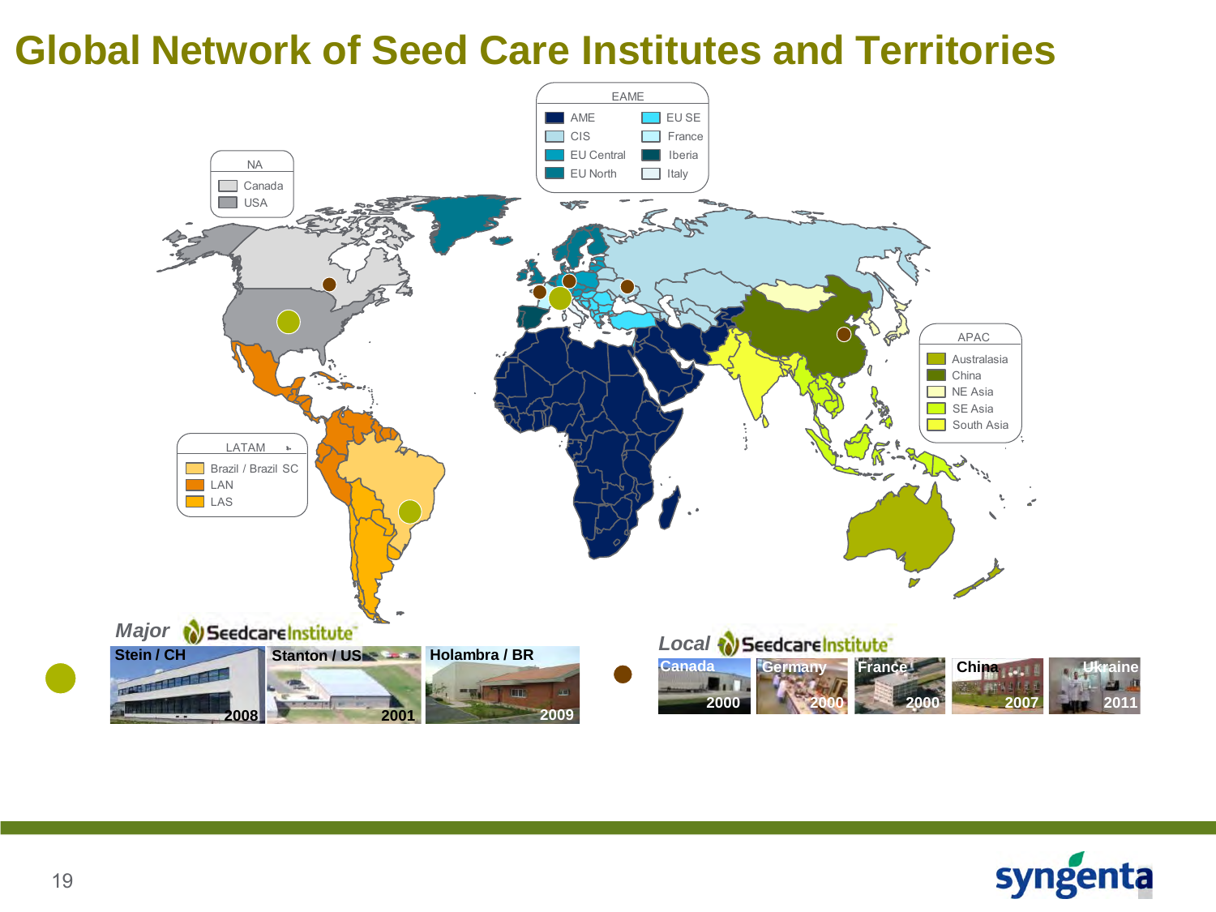# Global Network of Seed Care Institutes and Territories

**NA**
- Canada
- USA

**EAME**
- AME
- CIS
- EU Central
- EU North
- EU SE
- France
- Iberia
- Italy

**APAC**
- Australasia
- China
- NE Asia
- SE Asia
- South Asia

**LATAM**
- Brazil / Brazil SC
- LAN
- LAS

*Major* SeedcareInstitute

- Stein / CH 2008
- Stanton / US 2001
- Holambra / BR 2009

*Local* SeedcareInstitute

- Canada 2000
- Germany 2000
- France 2000
- China 2007
- Ukraine 2011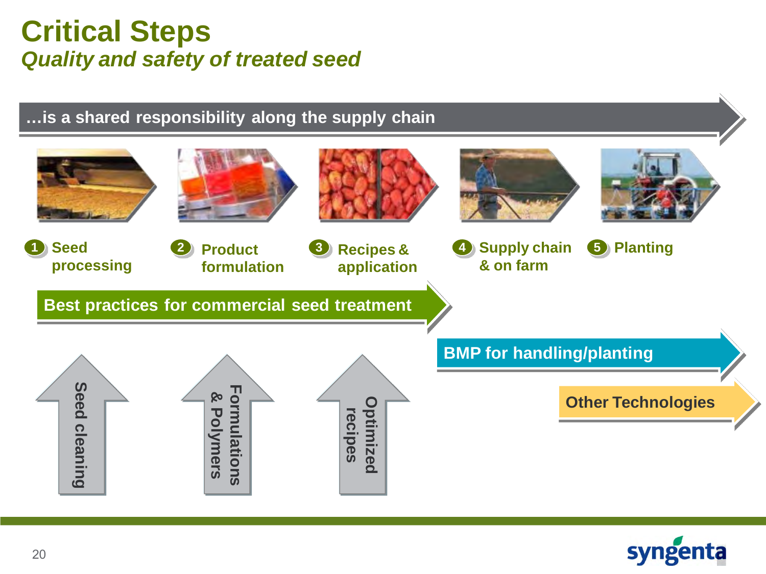# Critical Steps

## *Quality and safety of treated seed*

**…is a shared responsibility along the supply chain**

1. **Seed processing**
2. **Product formulation**
3. **Recipes & application**
4. **Supply chain & on farm**
5. **Planting**

**Best practices for commercial seed treatment**

**BMP for handling/planting**

**Other Technologies**

Seed cleaning

Formulations & Polymers

Optimized recipes

syngenta